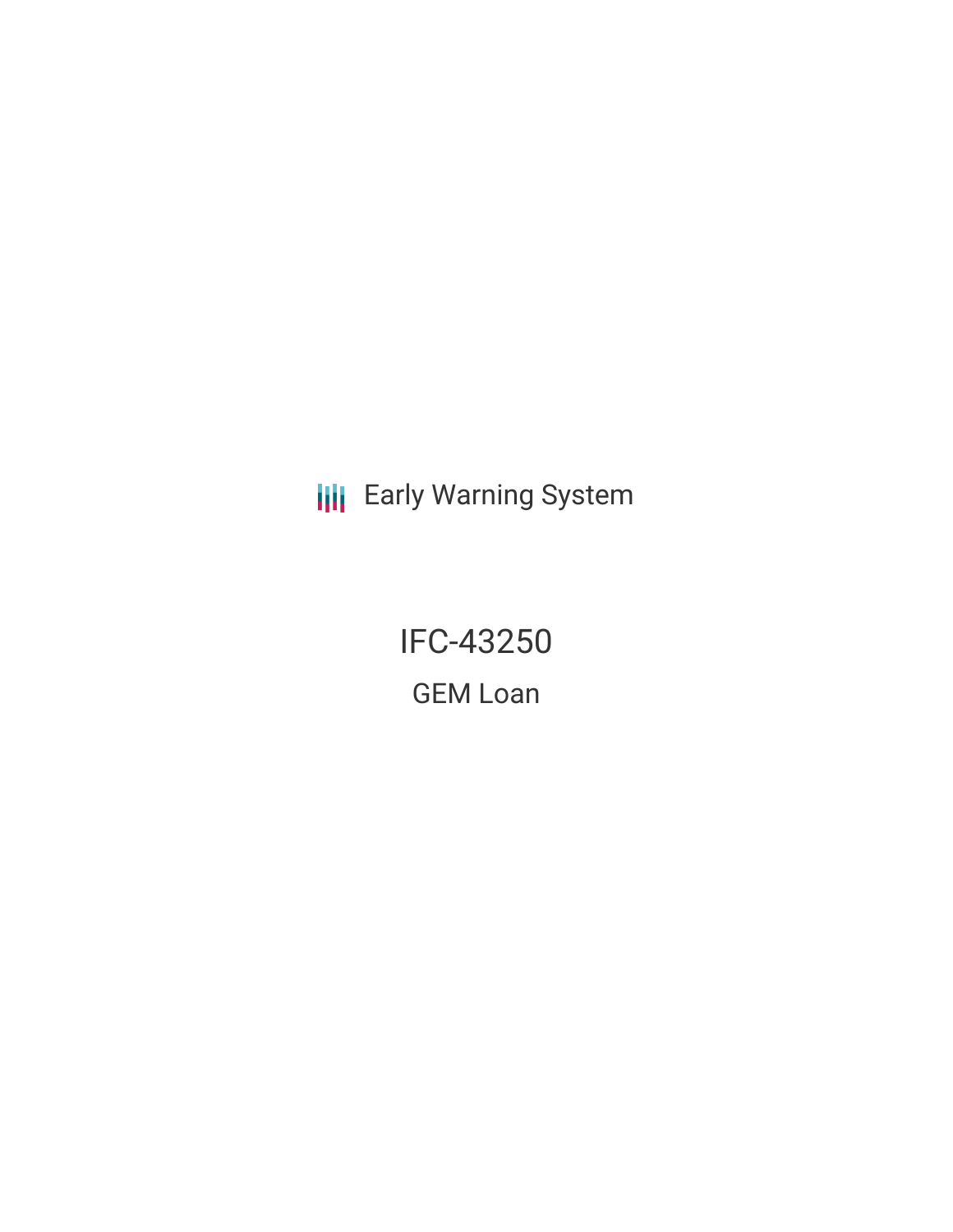Early Warning System

# IFC-43250

## GEM Loan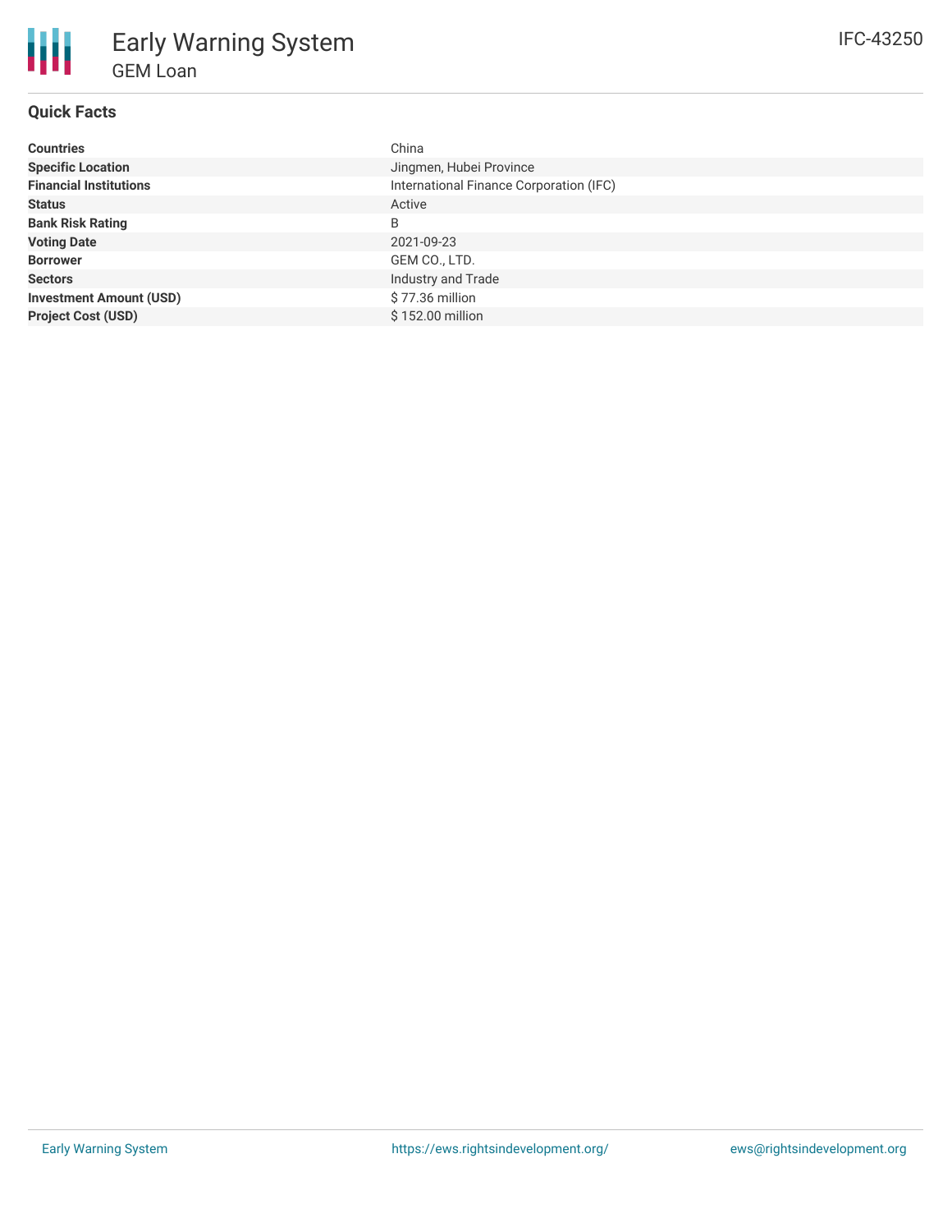# Early Warning System

## GEM Loan

IFC-43250

### Quick Facts

| | |
|---|---|
| **Countries** | China |
| **Specific Location** | Jingmen, Hubei Province |
| **Financial Institutions** | International Finance Corporation (IFC) |
| **Status** | Active |
| **Bank Risk Rating** | B |
| **Voting Date** | 2021-09-23 |
| **Borrower** | GEM CO., LTD. |
| **Sectors** | Industry and Trade |
| **Investment Amount (USD)** | $ 77.36 million |
| **Project Cost (USD)** | $ 152.00 million |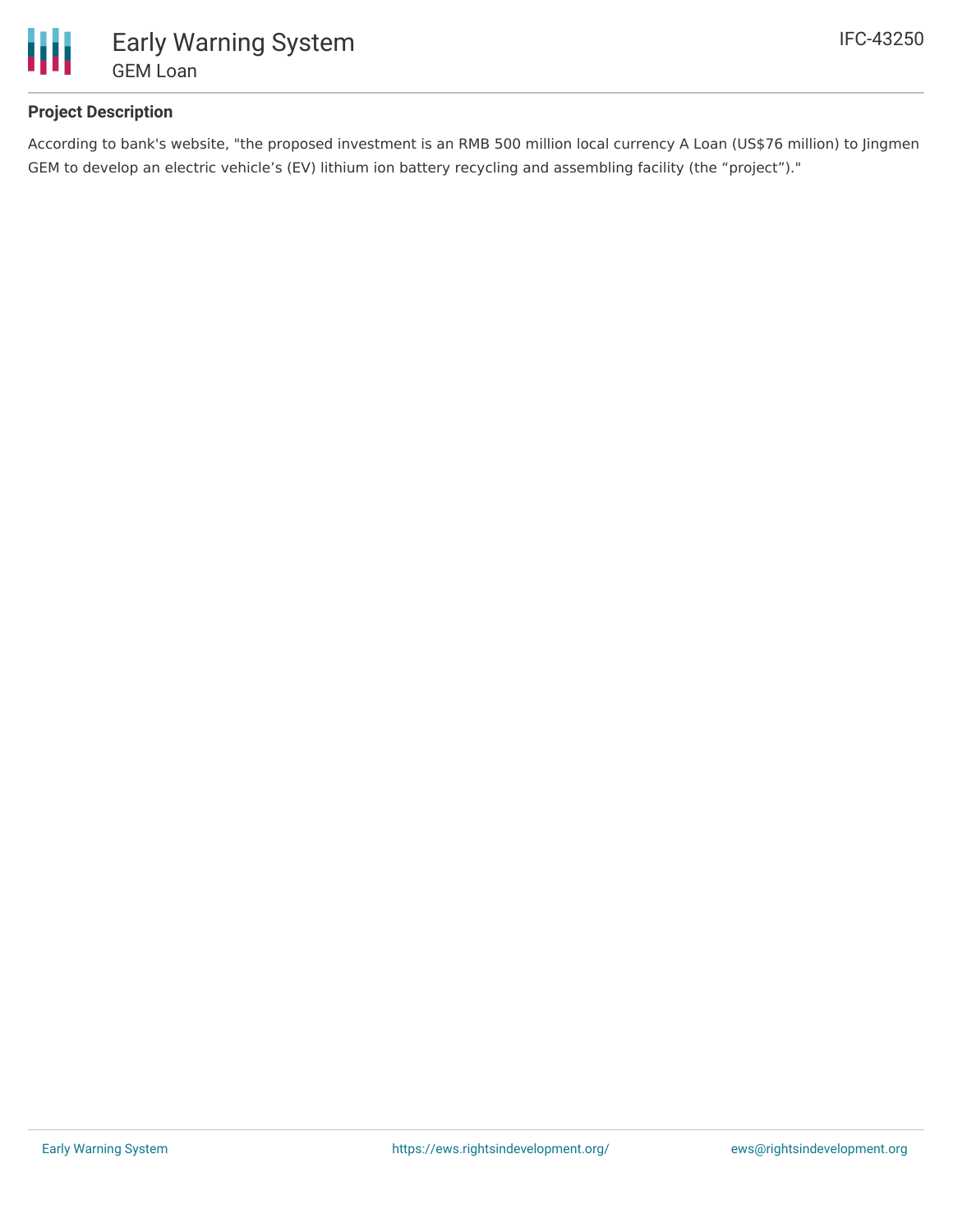## Project Description

According to bank's website, "the proposed investment is an RMB 500 million local currency A Loan (US$76 million) to Jingmen GEM to develop an electric vehicle’s (EV) lithium ion battery recycling and assembling facility (the “project”)."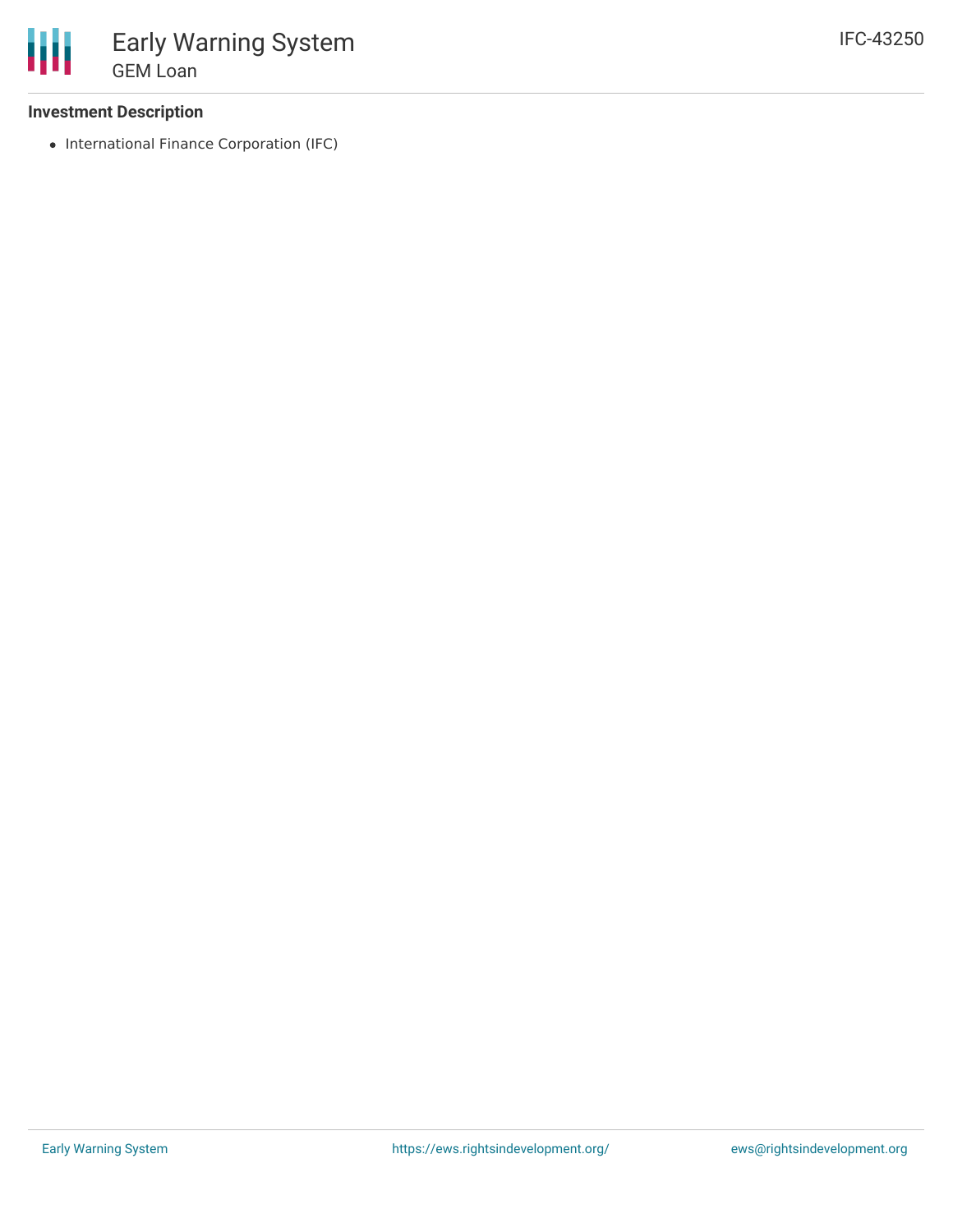### Investment Description

- International Finance Corporation (IFC)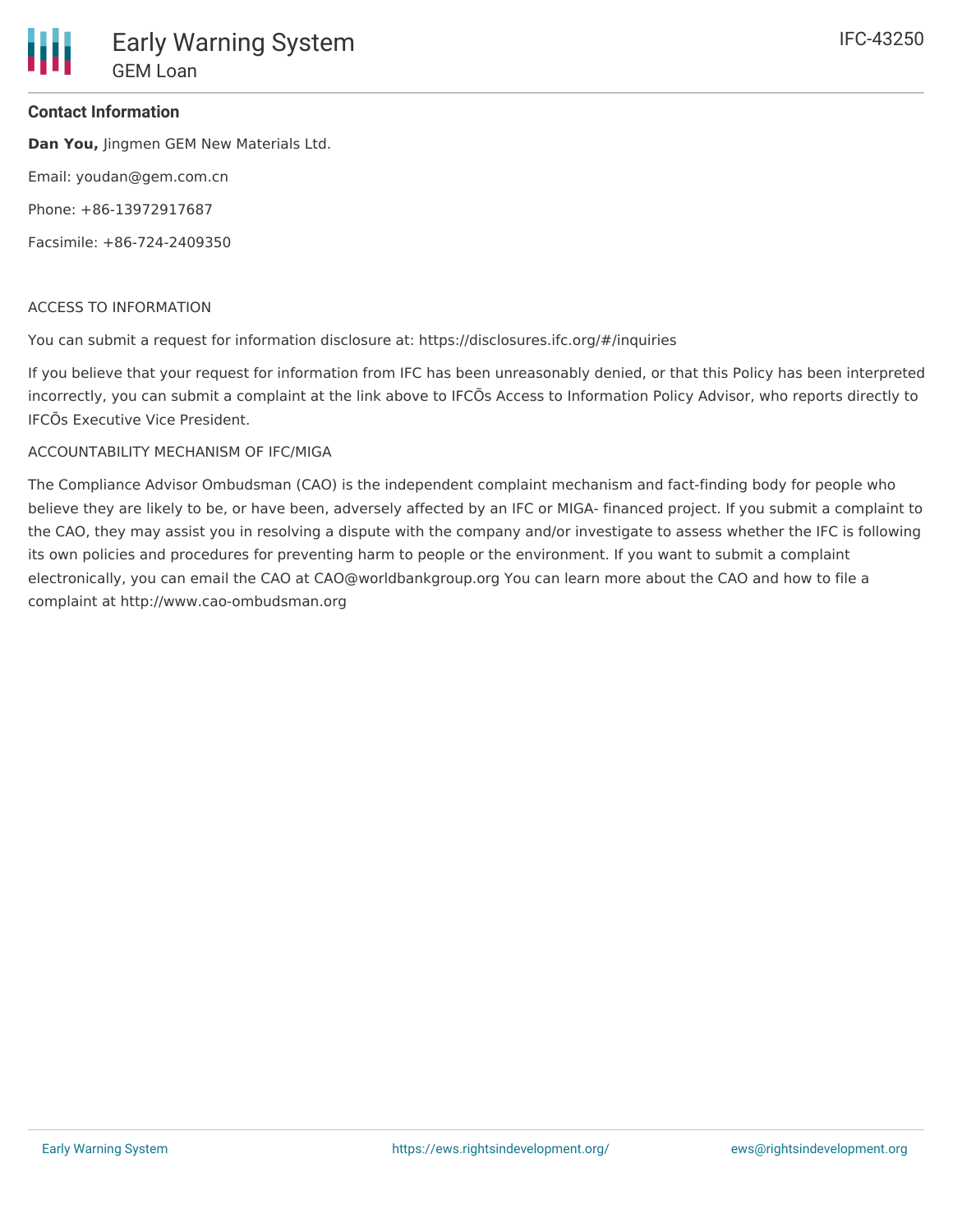### Contact Information

**Dan You,** Jingmen GEM New Materials Ltd.

Email: youdan@gem.com.cn

Phone: +86-13972917687

Facsimile: +86-724-2409350

ACCESS TO INFORMATION

You can submit a request for information disclosure at: https://disclosures.ifc.org/#/inquiries

If you believe that your request for information from IFC has been unreasonably denied, or that this Policy has been interpreted incorrectly, you can submit a complaint at the link above to IFCÕs Access to Information Policy Advisor, who reports directly to IFCÕs Executive Vice President.

ACCOUNTABILITY MECHANISM OF IFC/MIGA

The Compliance Advisor Ombudsman (CAO) is the independent complaint mechanism and fact-finding body for people who believe they are likely to be, or have been, adversely affected by an IFC or MIGA- financed project. If you submit a complaint to the CAO, they may assist you in resolving a dispute with the company and/or investigate to assess whether the IFC is following its own policies and procedures for preventing harm to people or the environment. If you want to submit a complaint electronically, you can email the CAO at CAO@worldbankgroup.org You can learn more about the CAO and how to file a complaint at http://www.cao-ombudsman.org